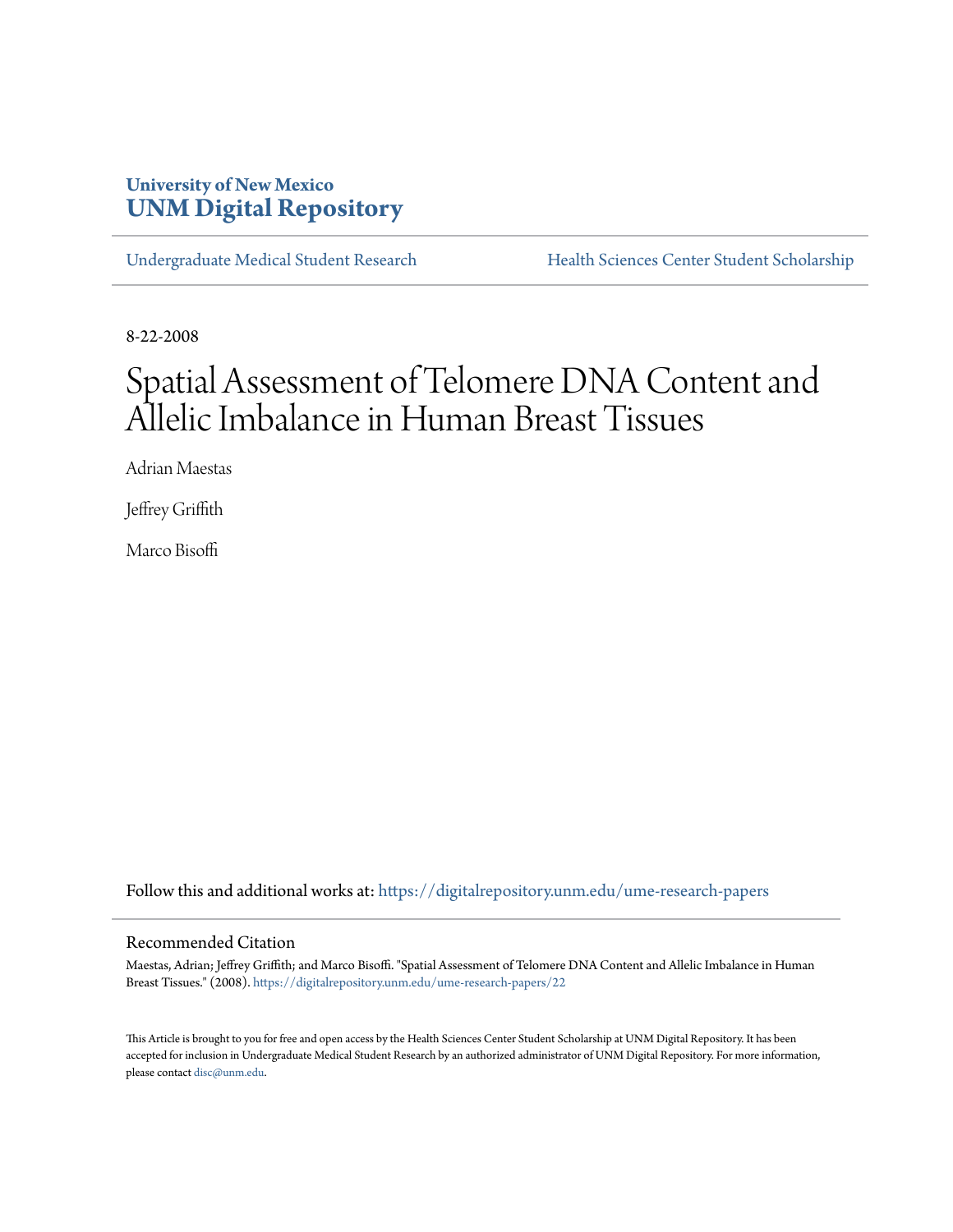University of New Mexico
**UNM Digital Repository**

Undergraduate Medical Student Research | Health Sciences Center Student Scholarship

8-22-2008

# Spatial Assessment of Telomere DNA Content and Allelic Imbalance in Human Breast Tissues

Adrian Maestas

Jeffrey Griffith

Marco Bisoffi

Follow this and additional works at: https://digitalrepository.unm.edu/ume-research-papers

## Recommended Citation

Maestas, Adrian; Jeffrey Griffith; and Marco Bisoffi. "Spatial Assessment of Telomere DNA Content and Allelic Imbalance in Human Breast Tissues." (2008). https://digitalrepository.unm.edu/ume-research-papers/22

This Article is brought to you for free and open access by the Health Sciences Center Student Scholarship at UNM Digital Repository. It has been accepted for inclusion in Undergraduate Medical Student Research by an authorized administrator of UNM Digital Repository. For more information, please contact disc@unm.edu.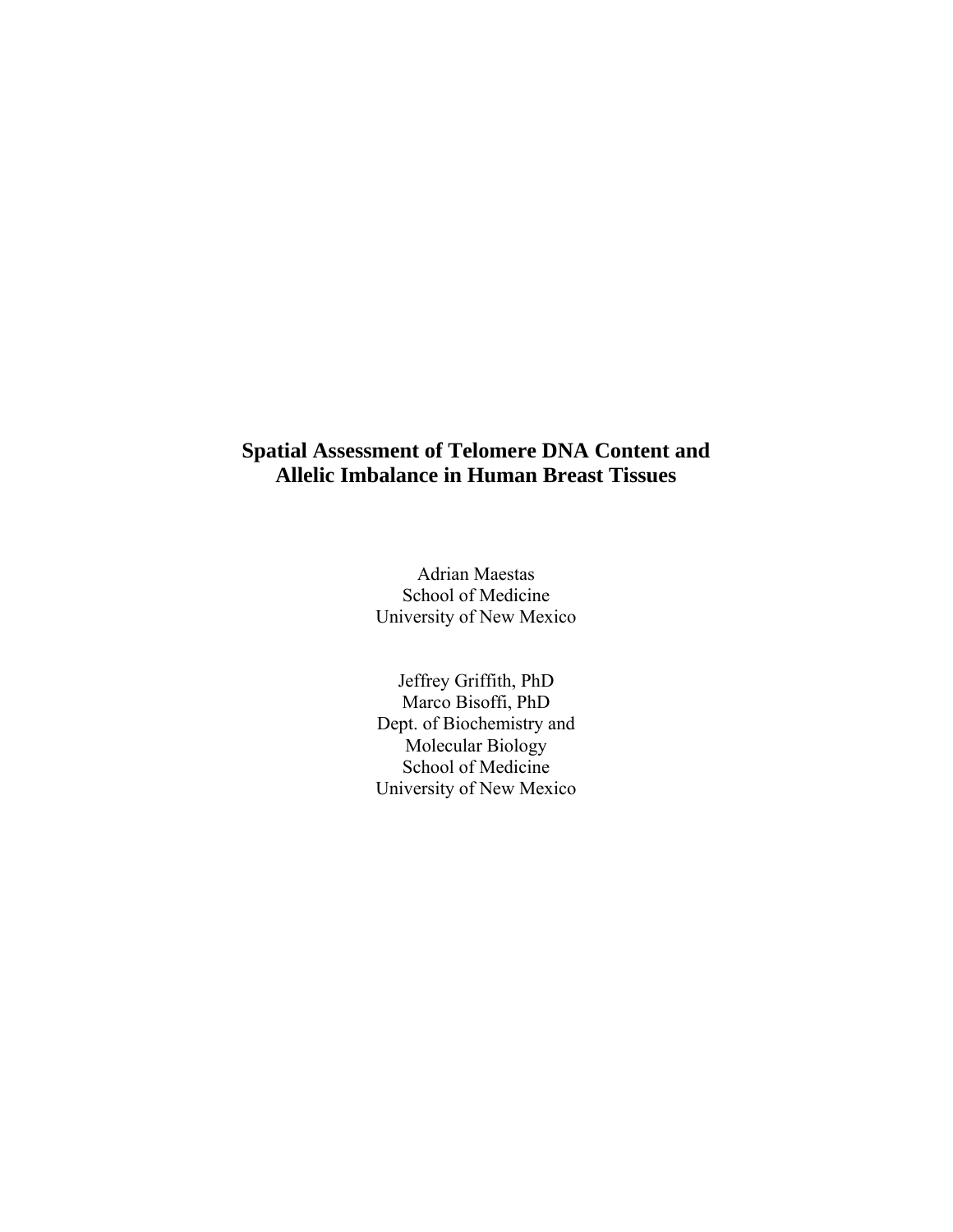# Spatial Assessment of Telomere DNA Content and Allelic Imbalance in Human Breast Tissues

Adrian Maestas
School of Medicine
University of New Mexico

Jeffrey Griffith, PhD
Marco Bisoffi, PhD
Dept. of Biochemistry and Molecular Biology
School of Medicine
University of New Mexico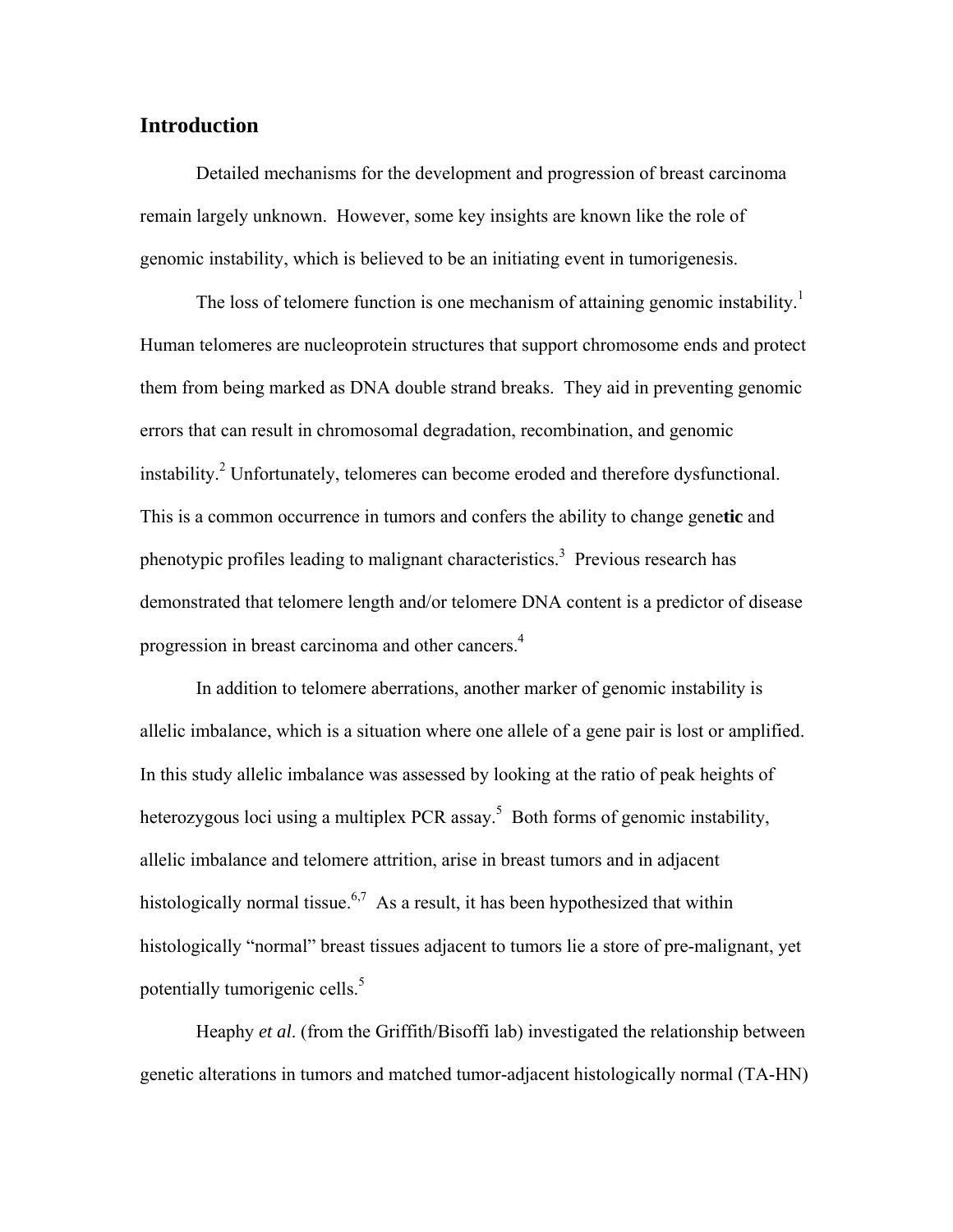## Introduction

Detailed mechanisms for the development and progression of breast carcinoma remain largely unknown. However, some key insights are known like the role of genomic instability, which is believed to be an initiating event in tumorigenesis.

The loss of telomere function is one mechanism of attaining genomic instability.[1] Human telomeres are nucleoprotein structures that support chromosome ends and protect them from being marked as DNA double strand breaks. They aid in preventing genomic errors that can result in chromosomal degradation, recombination, and genomic instability.[2] Unfortunately, telomeres can become eroded and therefore dysfunctional. This is a common occurrence in tumors and confers the ability to change gene**tic** and phenotypic profiles leading to malignant characteristics.[3] Previous research has demonstrated that telomere length and/or telomere DNA content is a predictor of disease progression in breast carcinoma and other cancers.[4]

In addition to telomere aberrations, another marker of genomic instability is allelic imbalance, which is a situation where one allele of a gene pair is lost or amplified. In this study allelic imbalance was assessed by looking at the ratio of peak heights of heterozygous loci using a multiplex PCR assay.[5] Both forms of genomic instability, allelic imbalance and telomere attrition, arise in breast tumors and in adjacent histologically normal tissue.[6,7] As a result, it has been hypothesized that within histologically "normal" breast tissues adjacent to tumors lie a store of pre-malignant, yet potentially tumorigenic cells.[5]

Heaphy *et al*. (from the Griffith/Bisoffi lab) investigated the relationship between genetic alterations in tumors and matched tumor-adjacent histologically normal (TA-HN)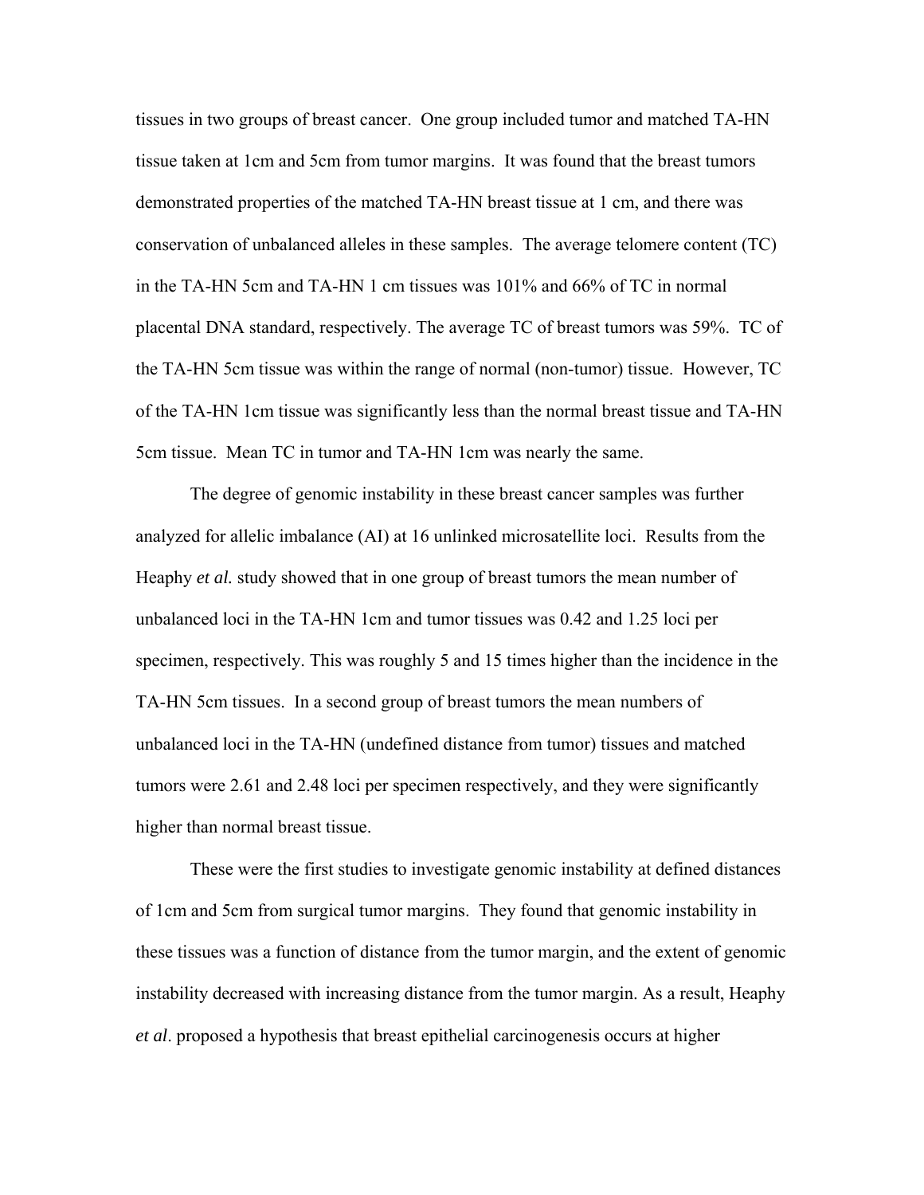tissues in two groups of breast cancer.  One group included tumor and matched TA-HN tissue taken at 1cm and 5cm from tumor margins.  It was found that the breast tumors demonstrated properties of the matched TA-HN breast tissue at 1 cm, and there was conservation of unbalanced alleles in these samples.  The average telomere content (TC) in the TA-HN 5cm and TA-HN 1 cm tissues was 101% and 66% of TC in normal placental DNA standard, respectively. The average TC of breast tumors was 59%.  TC of the TA-HN 5cm tissue was within the range of normal (non-tumor) tissue.  However, TC of the TA-HN 1cm tissue was significantly less than the normal breast tissue and TA-HN 5cm tissue.  Mean TC in tumor and TA-HN 1cm was nearly the same.

The degree of genomic instability in these breast cancer samples was further analyzed for allelic imbalance (AI) at 16 unlinked microsatellite loci.  Results from the Heaphy *et al.* study showed that in one group of breast tumors the mean number of unbalanced loci in the TA-HN 1cm and tumor tissues was 0.42 and 1.25 loci per specimen, respectively. This was roughly 5 and 15 times higher than the incidence in the TA-HN 5cm tissues.  In a second group of breast tumors the mean numbers of unbalanced loci in the TA-HN (undefined distance from tumor) tissues and matched tumors were 2.61 and 2.48 loci per specimen respectively, and they were significantly higher than normal breast tissue.

These were the first studies to investigate genomic instability at defined distances of 1cm and 5cm from surgical tumor margins.  They found that genomic instability in these tissues was a function of distance from the tumor margin, and the extent of genomic instability decreased with increasing distance from the tumor margin. As a result, Heaphy *et al*. proposed a hypothesis that breast epithelial carcinogenesis occurs at higher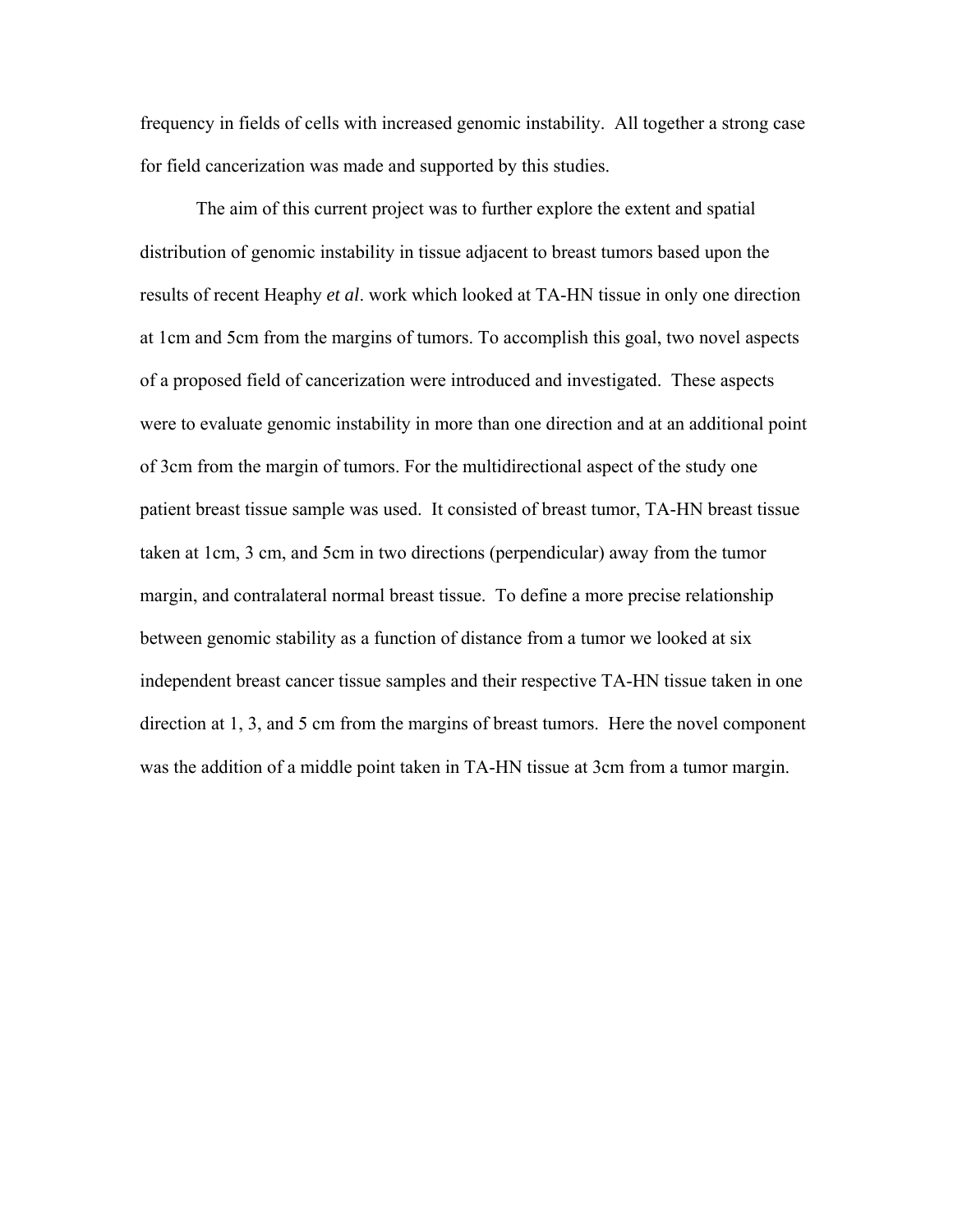frequency in fields of cells with increased genomic instability. All together a strong case for field cancerization was made and supported by this studies.

The aim of this current project was to further explore the extent and spatial distribution of genomic instability in tissue adjacent to breast tumors based upon the results of recent Heaphy *et al*. work which looked at TA-HN tissue in only one direction at 1cm and 5cm from the margins of tumors. To accomplish this goal, two novel aspects of a proposed field of cancerization were introduced and investigated. These aspects were to evaluate genomic instability in more than one direction and at an additional point of 3cm from the margin of tumors. For the multidirectional aspect of the study one patient breast tissue sample was used. It consisted of breast tumor, TA-HN breast tissue taken at 1cm, 3 cm, and 5cm in two directions (perpendicular) away from the tumor margin, and contralateral normal breast tissue. To define a more precise relationship between genomic stability as a function of distance from a tumor we looked at six independent breast cancer tissue samples and their respective TA-HN tissue taken in one direction at 1, 3, and 5 cm from the margins of breast tumors. Here the novel component was the addition of a middle point taken in TA-HN tissue at 3cm from a tumor margin.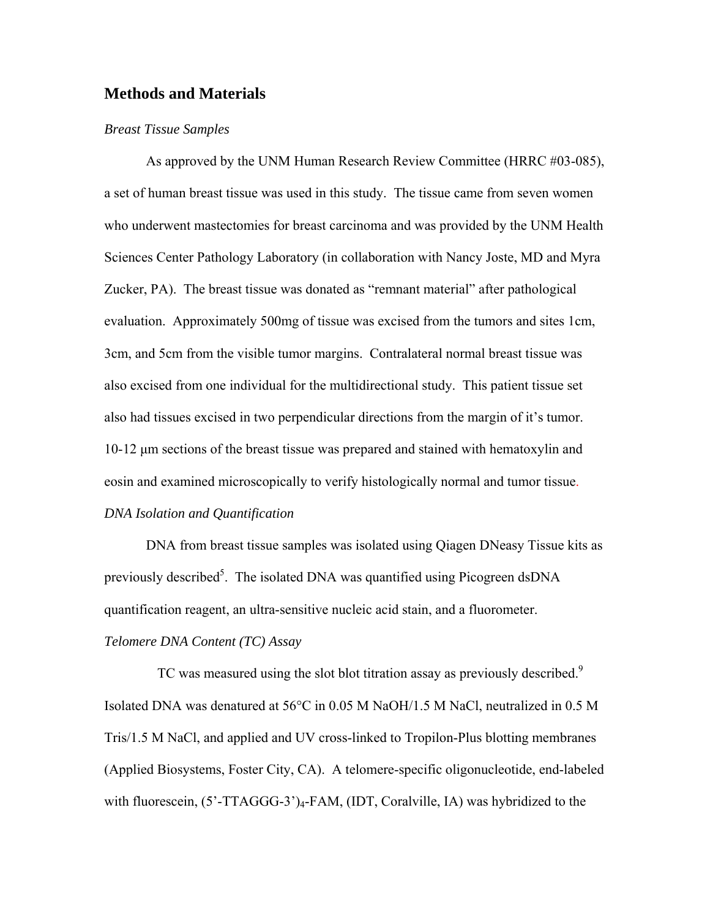## Methods and Materials

*Breast Tissue Samples*

As approved by the UNM Human Research Review Committee (HRRC #03-085), a set of human breast tissue was used in this study. The tissue came from seven women who underwent mastectomies for breast carcinoma and was provided by the UNM Health Sciences Center Pathology Laboratory (in collaboration with Nancy Joste, MD and Myra Zucker, PA). The breast tissue was donated as "remnant material" after pathological evaluation. Approximately 500mg of tissue was excised from the tumors and sites 1cm, 3cm, and 5cm from the visible tumor margins. Contralateral normal breast tissue was also excised from one individual for the multidirectional study. This patient tissue set also had tissues excised in two perpendicular directions from the margin of it's tumor. 10-12 μm sections of the breast tissue was prepared and stained with hematoxylin and eosin and examined microscopically to verify histologically normal and tumor tissue.

*DNA Isolation and Quantification*

DNA from breast tissue samples was isolated using Qiagen DNeasy Tissue kits as previously described[5]. The isolated DNA was quantified using Picogreen dsDNA quantification reagent, an ultra-sensitive nucleic acid stain, and a fluorometer.

*Telomere DNA Content (TC) Assay*

TC was measured using the slot blot titration assay as previously described.[9] Isolated DNA was denatured at 56°C in 0.05 M NaOH/1.5 M NaCl, neutralized in 0.5 M Tris/1.5 M NaCl, and applied and UV cross-linked to Tropilon-Plus blotting membranes (Applied Biosystems, Foster City, CA). A telomere-specific oligonucleotide, end-labeled with fluorescein, $(5'\text{-TTAGGG-}3')_4$-FAM, (IDT, Coralville, IA) was hybridized to the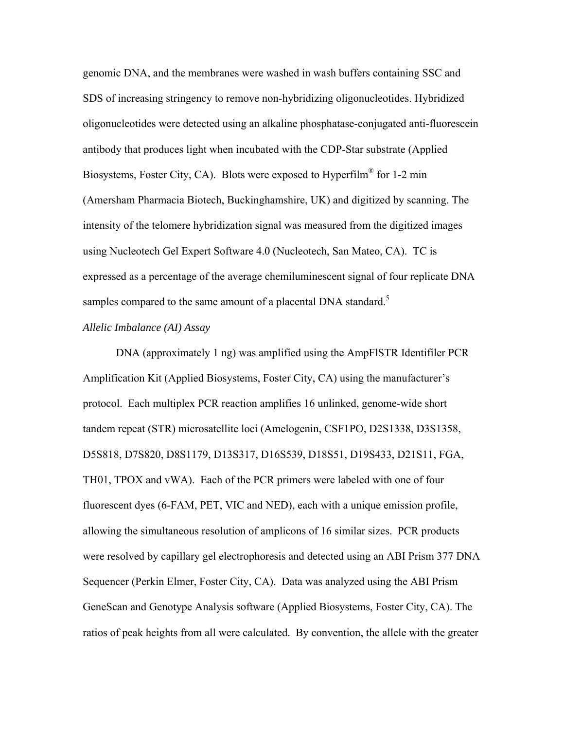genomic DNA, and the membranes were washed in wash buffers containing SSC and SDS of increasing stringency to remove non-hybridizing oligonucleotides. Hybridized oligonucleotides were detected using an alkaline phosphatase-conjugated anti-fluorescein antibody that produces light when incubated with the CDP-Star substrate (Applied Biosystems, Foster City, CA). Blots were exposed to Hyperfilm® for 1-2 min (Amersham Pharmacia Biotech, Buckinghamshire, UK) and digitized by scanning. The intensity of the telomere hybridization signal was measured from the digitized images using Nucleotech Gel Expert Software 4.0 (Nucleotech, San Mateo, CA). TC is expressed as a percentage of the average chemiluminescent signal of four replicate DNA samples compared to the same amount of a placental DNA standard.[5]

*Allelic Imbalance (AI) Assay*

DNA (approximately 1 ng) was amplified using the AmpFlSTR Identifiler PCR Amplification Kit (Applied Biosystems, Foster City, CA) using the manufacturer's protocol. Each multiplex PCR reaction amplifies 16 unlinked, genome-wide short tandem repeat (STR) microsatellite loci (Amelogenin, CSF1PO, D2S1338, D3S1358, D5S818, D7S820, D8S1179, D13S317, D16S539, D18S51, D19S433, D21S11, FGA, TH01, TPOX and vWA). Each of the PCR primers were labeled with one of four fluorescent dyes (6-FAM, PET, VIC and NED), each with a unique emission profile, allowing the simultaneous resolution of amplicons of 16 similar sizes. PCR products were resolved by capillary gel electrophoresis and detected using an ABI Prism 377 DNA Sequencer (Perkin Elmer, Foster City, CA). Data was analyzed using the ABI Prism GeneScan and Genotype Analysis software (Applied Biosystems, Foster City, CA). The ratios of peak heights from all were calculated. By convention, the allele with the greater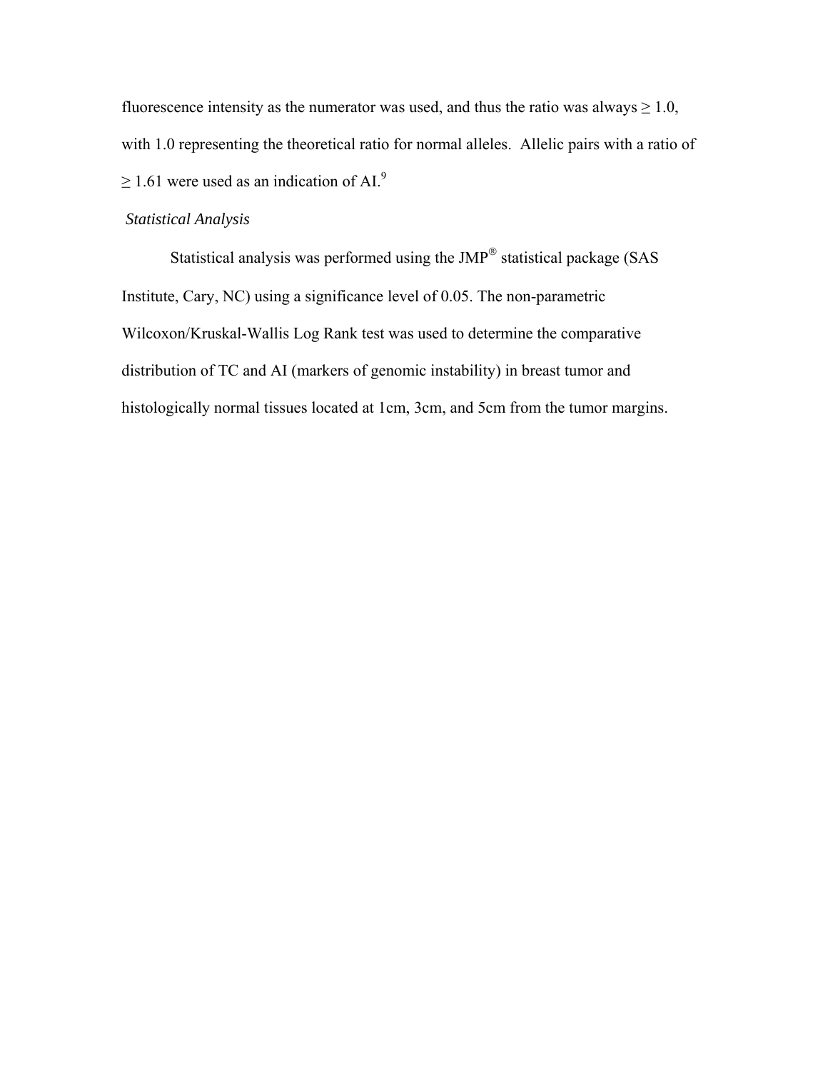fluorescence intensity as the numerator was used, and thus the ratio was always ≥ 1.0, with 1.0 representing the theoretical ratio for normal alleles. Allelic pairs with a ratio of ≥ 1.61 were used as an indication of AI.[9]

*Statistical Analysis*

Statistical analysis was performed using the JMP® statistical package (SAS Institute, Cary, NC) using a significance level of 0.05. The non-parametric Wilcoxon/Kruskal-Wallis Log Rank test was used to determine the comparative distribution of TC and AI (markers of genomic instability) in breast tumor and histologically normal tissues located at 1cm, 3cm, and 5cm from the tumor margins.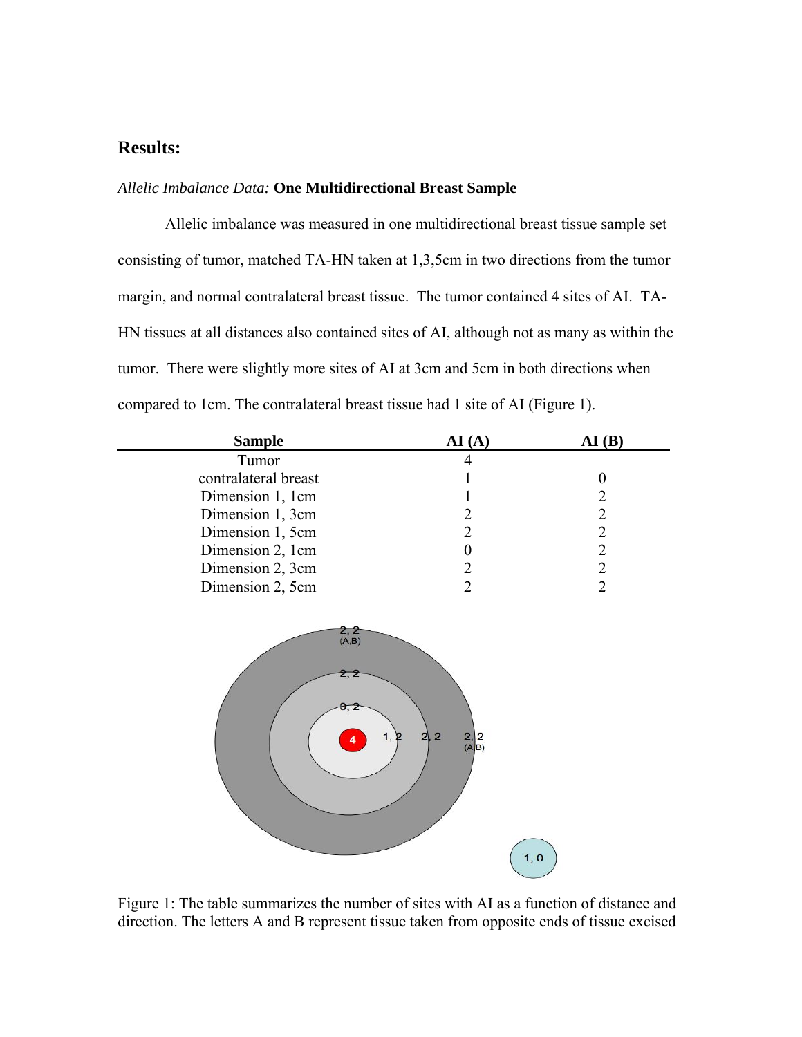## Results:

*Allelic Imbalance Data:* **One Multidirectional Breast Sample**

Allelic imbalance was measured in one multidirectional breast tissue sample set consisting of tumor, matched TA-HN taken at 1,3,5cm in two directions from the tumor margin, and normal contralateral breast tissue. The tumor contained 4 sites of AI. TA-HN tissues at all distances also contained sites of AI, although not as many as within the tumor. There were slightly more sites of AI at 3cm and 5cm in both directions when compared to 1cm. The contralateral breast tissue had 1 site of AI (Figure 1).

| Sample | AI (A) | AI (B) |
|---|---|---|
| Tumor | 4 | |
| contralateral breast | 1 | 0 |
| Dimension 1, 1cm | 1 | 2 |
| Dimension 1, 3cm | 2 | 2 |
| Dimension 1, 5cm | 2 | 2 |
| Dimension 2, 1cm | 0 | 2 |
| Dimension 2, 3cm | 2 | 2 |
| Dimension 2, 5cm | 2 | 2 |

Figure 1: The table summarizes the number of sites with AI as a function of distance and direction. The letters A and B represent tissue taken from opposite ends of tissue excised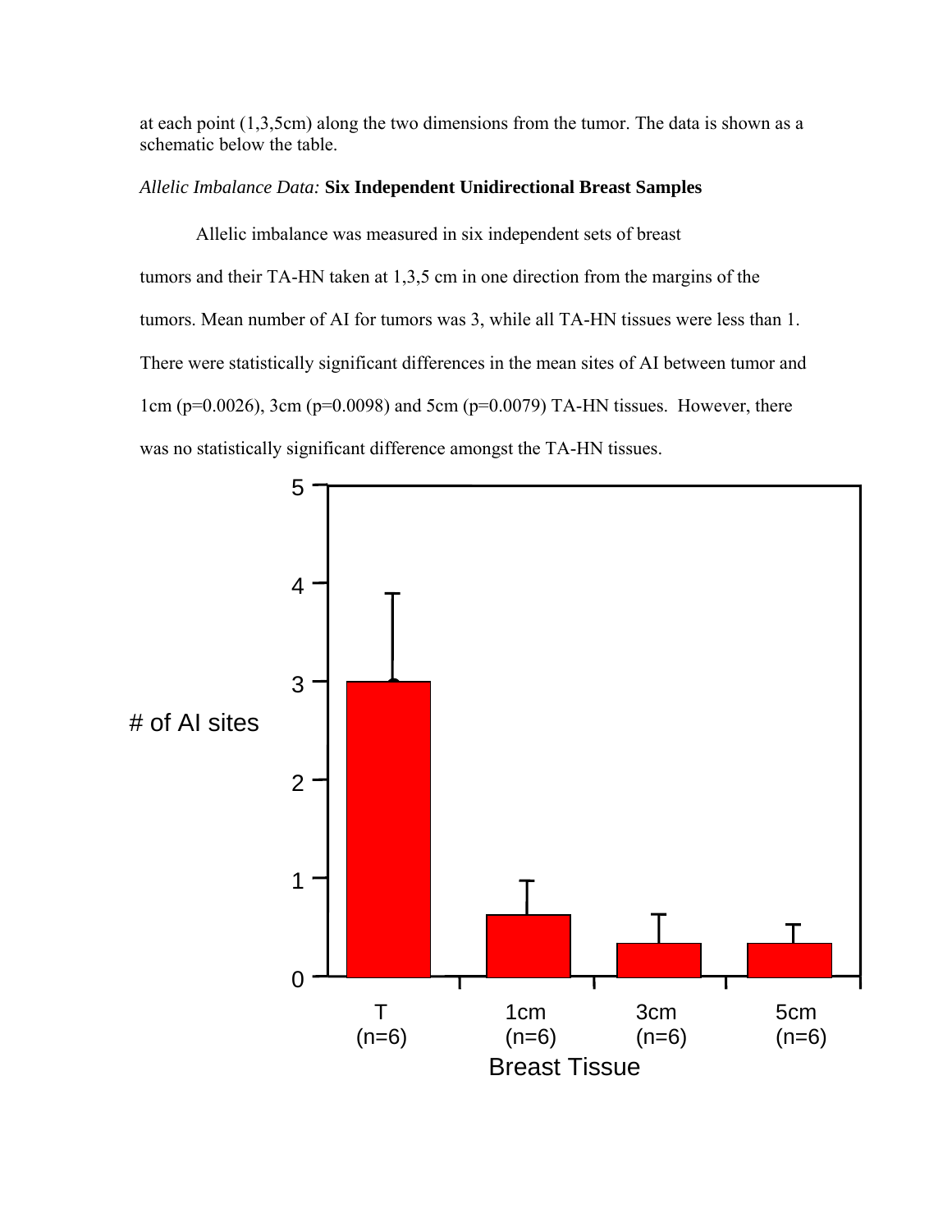at each point (1,3,5cm) along the two dimensions from the tumor. The data is shown as a schematic below the table.

*Allelic Imbalance Data:* **Six Independent Unidirectional Breast Samples**

Allelic imbalance was measured in six independent sets of breast tumors and their TA-HN taken at 1,3,5 cm in one direction from the margins of the tumors. Mean number of AI for tumors was 3, while all TA-HN tissues were less than 1. There were statistically significant differences in the mean sites of AI between tumor and 1cm ($p=0.0026$), 3cm ($p=0.0098$) and 5cm ($p=0.0079$) TA-HN tissues. However, there was no statistically significant difference amongst the TA-HN tissues.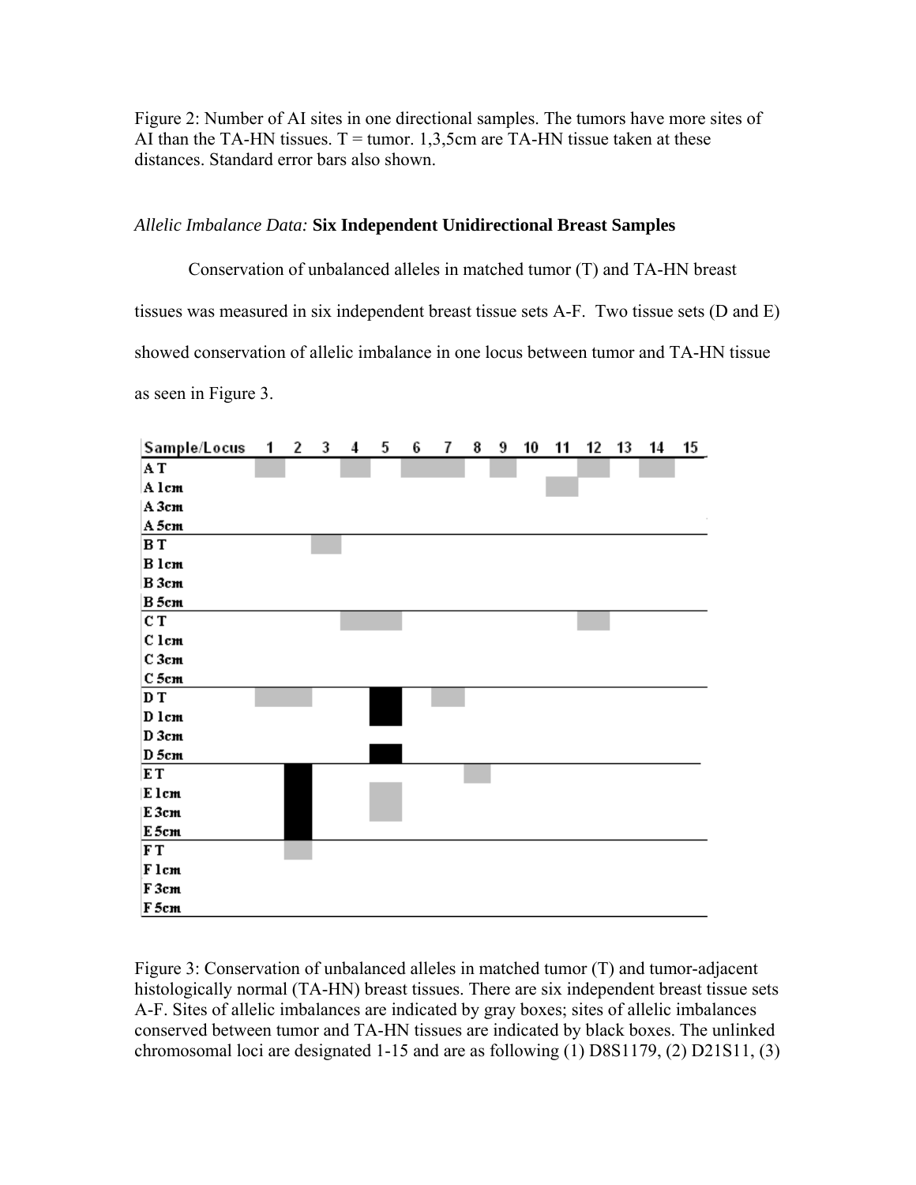Figure 2: Number of AI sites in one directional samples. The tumors have more sites of AI than the TA-HN tissues. T = tumor. 1,3,5cm are TA-HN tissue taken at these distances. Standard error bars also shown.

*Allelic Imbalance Data:* **Six Independent Unidirectional Breast Samples**

Conservation of unbalanced alleles in matched tumor (T) and TA-HN breast tissues was measured in six independent breast tissue sets A-F. Two tissue sets (D and E) showed conservation of allelic imbalance in one locus between tumor and TA-HN tissue as seen in Figure 3.

| Sample/Locus | 1 | 2 | 3 | 4 | 5 | 6 | 7 | 8 | 9 | 10 | 11 | 12 | 13 | 14 | 15 |
|---|---|---|---|---|---|---|---|---|---|---|---|---|---|---|---|
| A T | gray | | | gray | | gray | gray | | gray | | | gray | | gray | |
| A 1cm | | | | | | | | | | | gray | | | | |
| A 3cm | | | | | | | | | | | | | | | |
| A 5cm | | | | | | | | | | | | | | | |
| B T | | | gray | | | | | | | | | | | | |
| B 1cm | | | | | | | | | | | | | | | |
| B 3cm | | | | | | | | | | | | | | | |
| B 5cm | | | | | | | | | | | | | | | |
| C T | | | | gray | gray | | | | | | | gray | | | |
| C 1cm | | | | | | | | | | | | | | | |
| C 3cm | | | | | | | | | | | | | | | |
| C 5cm | | | | | | | | | | | | | | | |
| D T | gray | gray | | | black | | gray | | | | | | | | |
| D 1cm | | | | | black | | | | | | | | | | |
| D 3cm | | | | | | | | | | | | | | | |
| D 5cm | | | | | black | | | | | | | | | | |
| E T | | black | | | | | | gray | | | | | | | |
| E 1cm | | black | | | gray | | | | | | | | | | |
| E 3cm | | black | | | gray | | | | | | | | | | |
| E 5cm | | black | | | | | | | | | | | | | |
| F T | | gray | | | | | | | | | | | | | |
| F 1cm | | | | | | | | | | | | | | | |
| F 3cm | | | | | | | | | | | | | | | |
| F 5cm | | | | | | | | | | | | | | | |

Figure 3: Conservation of unbalanced alleles in matched tumor (T) and tumor-adjacent histologically normal (TA-HN) breast tissues. There are six independent breast tissue sets A-F. Sites of allelic imbalances are indicated by gray boxes; sites of allelic imbalances conserved between tumor and TA-HN tissues are indicated by black boxes. The unlinked chromosomal loci are designated 1-15 and are as following (1) D8S1179, (2) D21S11, (3)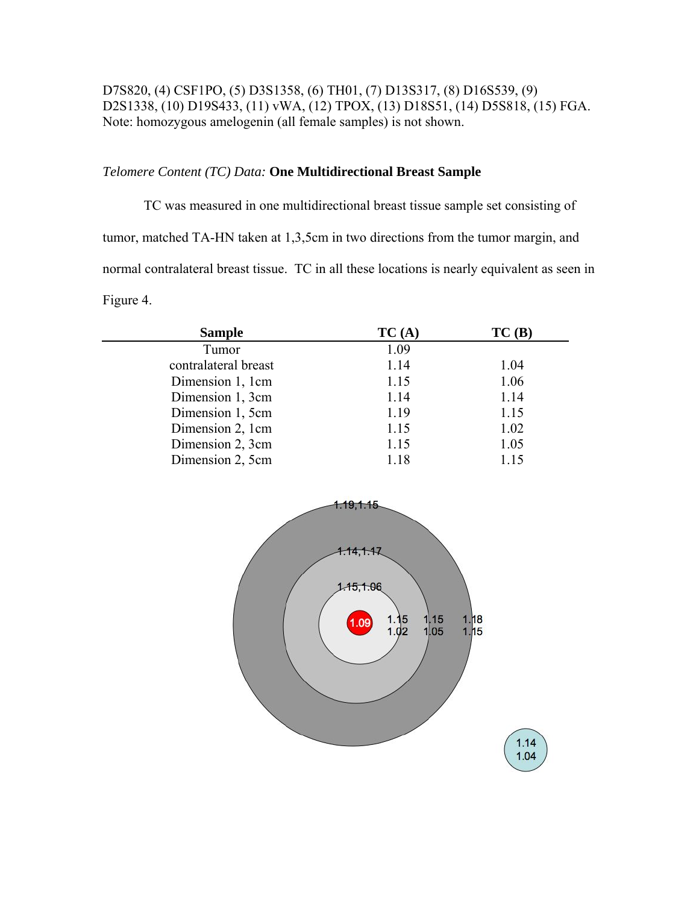D7S820, (4) CSF1PO, (5) D3S1358, (6) TH01, (7) D13S317, (8) D16S539, (9) D2S1338, (10) D19S433, (11) vWA, (12) TPOX, (13) D18S51, (14) D5S818, (15) FGA. Note: homozygous amelogenin (all female samples) is not shown.

*Telomere Content (TC) Data:* **One Multidirectional Breast Sample**

TC was measured in one multidirectional breast tissue sample set consisting of tumor, matched TA-HN taken at 1,3,5cm in two directions from the tumor margin, and normal contralateral breast tissue. TC in all these locations is nearly equivalent as seen in Figure 4.

| Sample | TC (A) | TC (B) |
|---|---|---|
| Tumor | 1.09 | |
| contralateral breast | 1.14 | 1.04 |
| Dimension 1, 1cm | 1.15 | 1.06 |
| Dimension 1, 3cm | 1.14 | 1.14 |
| Dimension 1, 5cm | 1.19 | 1.15 |
| Dimension 2, 1cm | 1.15 | 1.02 |
| Dimension 2, 3cm | 1.15 | 1.05 |
| Dimension 2, 5cm | 1.18 | 1.15 |

1.19,1.15

1.14,1.17

1.15,1.06

1.09

1.15 1.02

1.15 1.05

1.18 1.15

1.14 1.04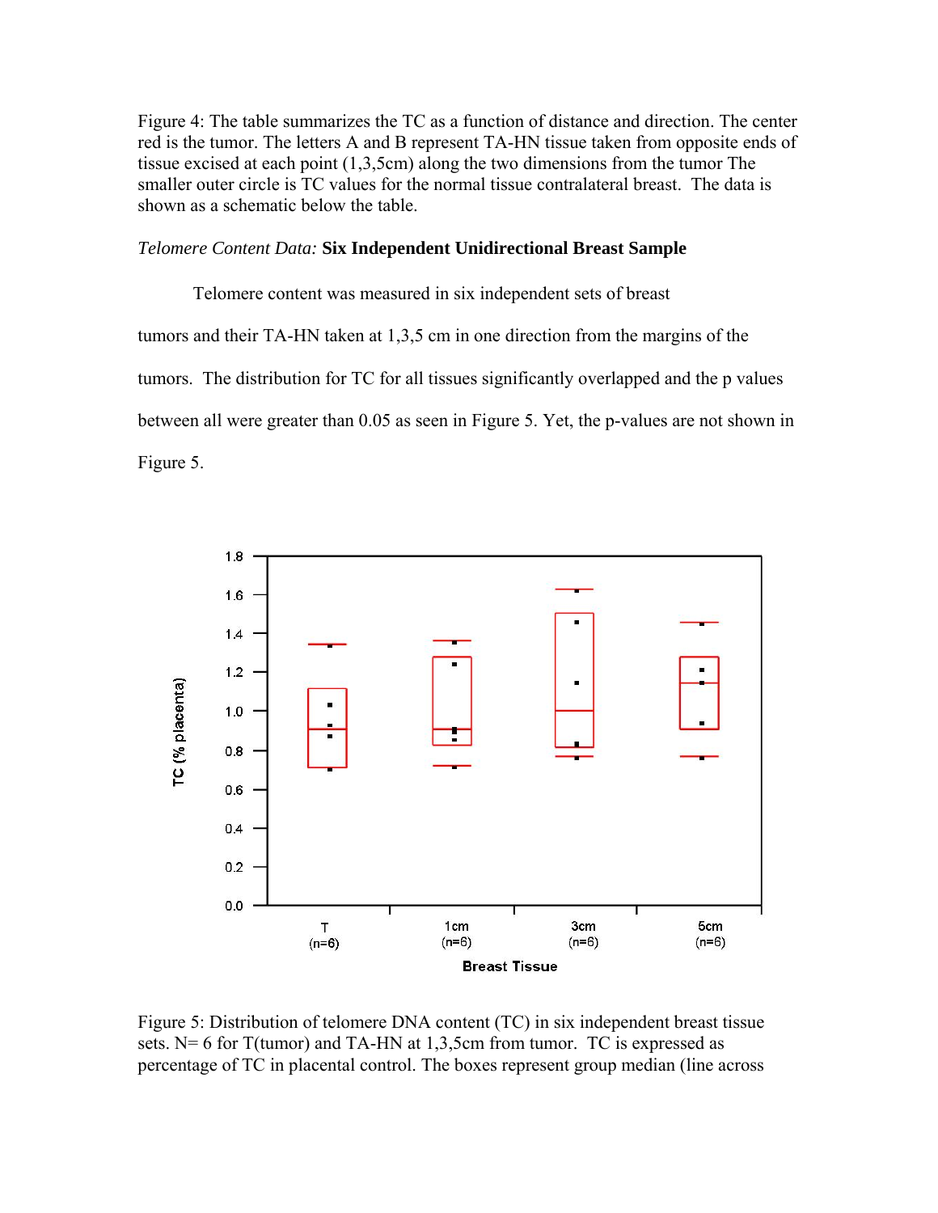Figure 4: The table summarizes the TC as a function of distance and direction. The center red is the tumor. The letters A and B represent TA-HN tissue taken from opposite ends of tissue excised at each point (1,3,5cm) along the two dimensions from the tumor The smaller outer circle is TC values for the normal tissue contralateral breast. The data is shown as a schematic below the table.

*Telomere Content Data:* **Six Independent Unidirectional Breast Sample**

Telomere content was measured in six independent sets of breast tumors and their TA-HN taken at 1,3,5 cm in one direction from the margins of the tumors. The distribution for TC for all tissues significantly overlapped and the p values between all were greater than 0.05 as seen in Figure 5. Yet, the p-values are not shown in Figure 5.

Figure 5: Distribution of telomere DNA content (TC) in six independent breast tissue sets. N= 6 for T(tumor) and TA-HN at 1,3,5cm from tumor. TC is expressed as percentage of TC in placental control. The boxes represent group median (line across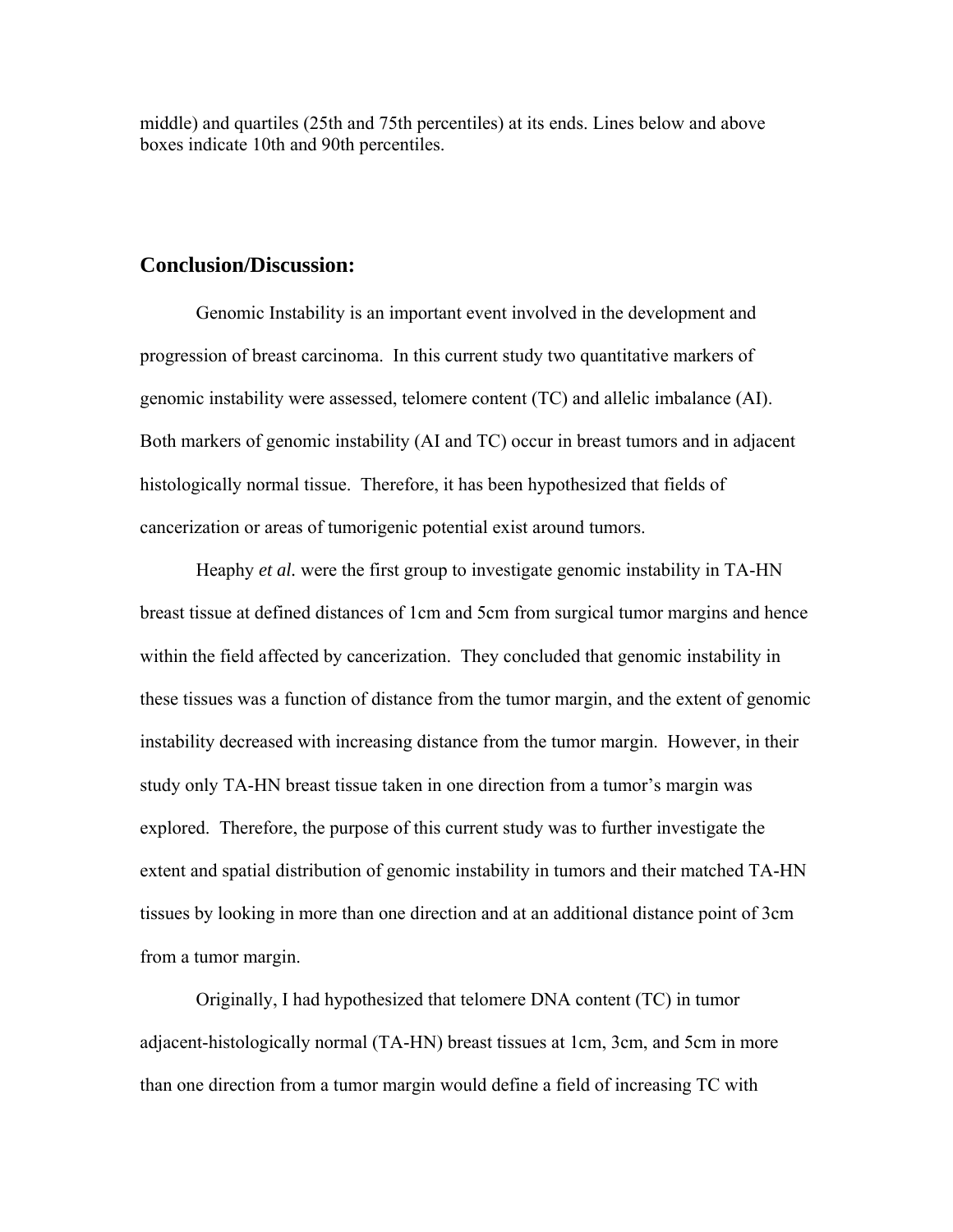middle) and quartiles (25th and 75th percentiles) at its ends. Lines below and above boxes indicate 10th and 90th percentiles.

## Conclusion/Discussion:

Genomic Instability is an important event involved in the development and progression of breast carcinoma. In this current study two quantitative markers of genomic instability were assessed, telomere content (TC) and allelic imbalance (AI). Both markers of genomic instability (AI and TC) occur in breast tumors and in adjacent histologically normal tissue. Therefore, it has been hypothesized that fields of cancerization or areas of tumorigenic potential exist around tumors.

Heaphy *et al.* were the first group to investigate genomic instability in TA-HN breast tissue at defined distances of 1cm and 5cm from surgical tumor margins and hence within the field affected by cancerization. They concluded that genomic instability in these tissues was a function of distance from the tumor margin, and the extent of genomic instability decreased with increasing distance from the tumor margin. However, in their study only TA-HN breast tissue taken in one direction from a tumor's margin was explored. Therefore, the purpose of this current study was to further investigate the extent and spatial distribution of genomic instability in tumors and their matched TA-HN tissues by looking in more than one direction and at an additional distance point of 3cm from a tumor margin.

Originally, I had hypothesized that telomere DNA content (TC) in tumor adjacent-histologically normal (TA-HN) breast tissues at 1cm, 3cm, and 5cm in more than one direction from a tumor margin would define a field of increasing TC with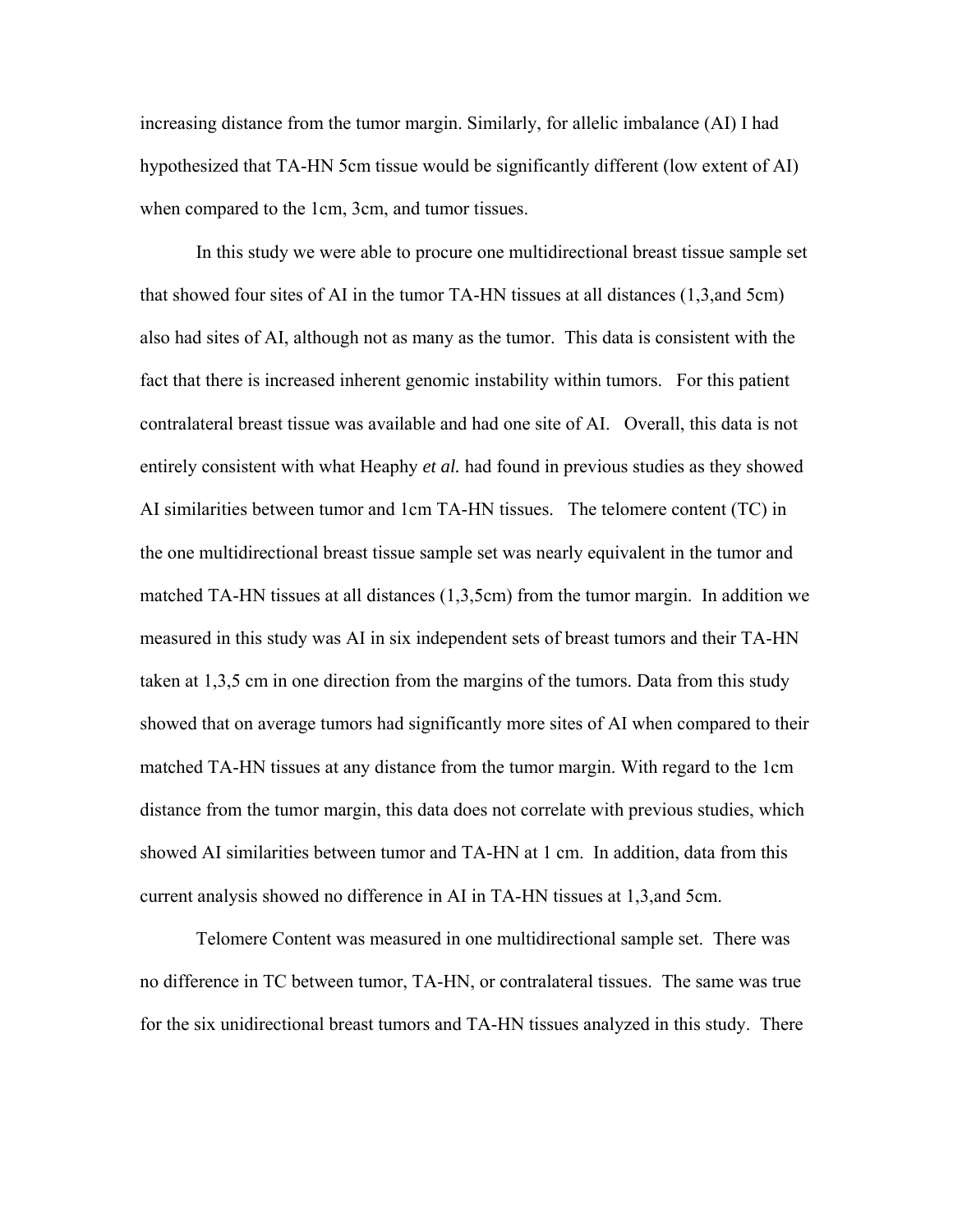increasing distance from the tumor margin. Similarly, for allelic imbalance (AI) I had hypothesized that TA-HN 5cm tissue would be significantly different (low extent of AI) when compared to the 1cm, 3cm, and tumor tissues.

In this study we were able to procure one multidirectional breast tissue sample set that showed four sites of AI in the tumor TA-HN tissues at all distances (1,3,and 5cm) also had sites of AI, although not as many as the tumor. This data is consistent with the fact that there is increased inherent genomic instability within tumors. For this patient contralateral breast tissue was available and had one site of AI. Overall, this data is not entirely consistent with what Heaphy *et al.* had found in previous studies as they showed AI similarities between tumor and 1cm TA-HN tissues. The telomere content (TC) in the one multidirectional breast tissue sample set was nearly equivalent in the tumor and matched TA-HN tissues at all distances (1,3,5cm) from the tumor margin. In addition we measured in this study was AI in six independent sets of breast tumors and their TA-HN taken at 1,3,5 cm in one direction from the margins of the tumors. Data from this study showed that on average tumors had significantly more sites of AI when compared to their matched TA-HN tissues at any distance from the tumor margin. With regard to the 1cm distance from the tumor margin, this data does not correlate with previous studies, which showed AI similarities between tumor and TA-HN at 1 cm. In addition, data from this current analysis showed no difference in AI in TA-HN tissues at 1,3,and 5cm.

Telomere Content was measured in one multidirectional sample set. There was no difference in TC between tumor, TA-HN, or contralateral tissues. The same was true for the six unidirectional breast tumors and TA-HN tissues analyzed in this study. There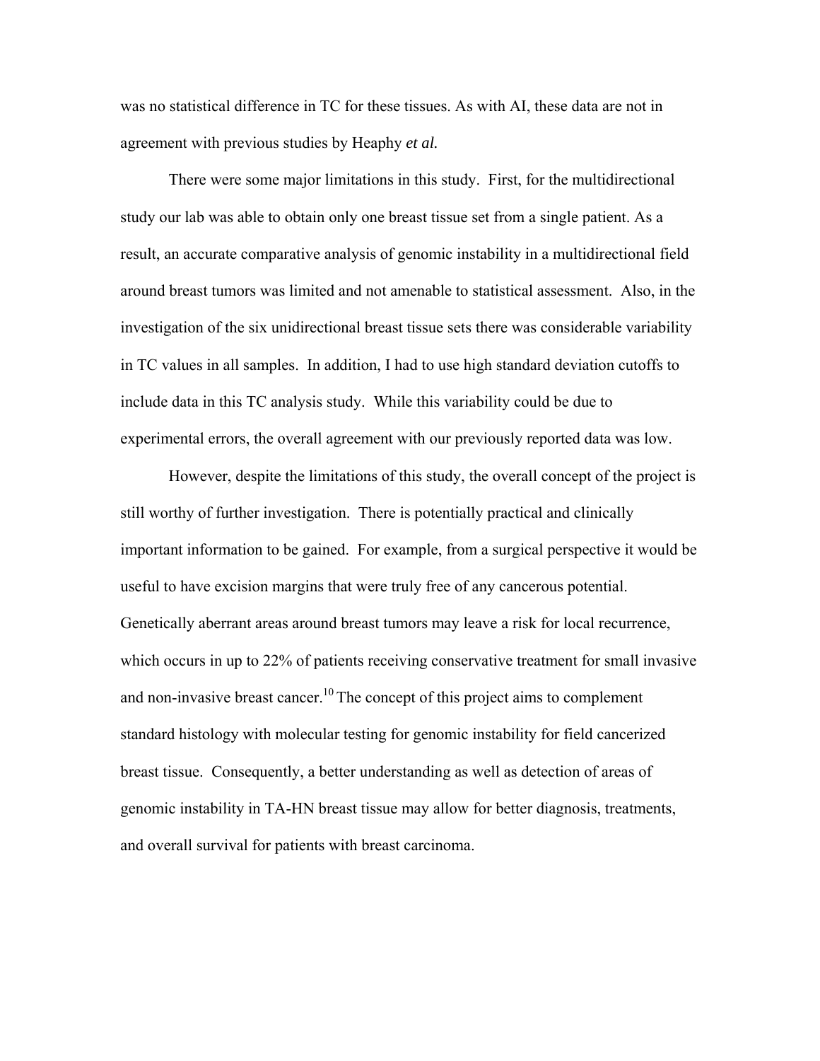was no statistical difference in TC for these tissues. As with AI, these data are not in agreement with previous studies by Heaphy *et al.*

There were some major limitations in this study. First, for the multidirectional study our lab was able to obtain only one breast tissue set from a single patient. As a result, an accurate comparative analysis of genomic instability in a multidirectional field around breast tumors was limited and not amenable to statistical assessment. Also, in the investigation of the six unidirectional breast tissue sets there was considerable variability in TC values in all samples. In addition, I had to use high standard deviation cutoffs to include data in this TC analysis study. While this variability could be due to experimental errors, the overall agreement with our previously reported data was low.

However, despite the limitations of this study, the overall concept of the project is still worthy of further investigation. There is potentially practical and clinically important information to be gained. For example, from a surgical perspective it would be useful to have excision margins that were truly free of any cancerous potential. Genetically aberrant areas around breast tumors may leave a risk for local recurrence, which occurs in up to 22% of patients receiving conservative treatment for small invasive and non-invasive breast cancer.[10] The concept of this project aims to complement standard histology with molecular testing for genomic instability for field cancerized breast tissue. Consequently, a better understanding as well as detection of areas of genomic instability in TA-HN breast tissue may allow for better diagnosis, treatments, and overall survival for patients with breast carcinoma.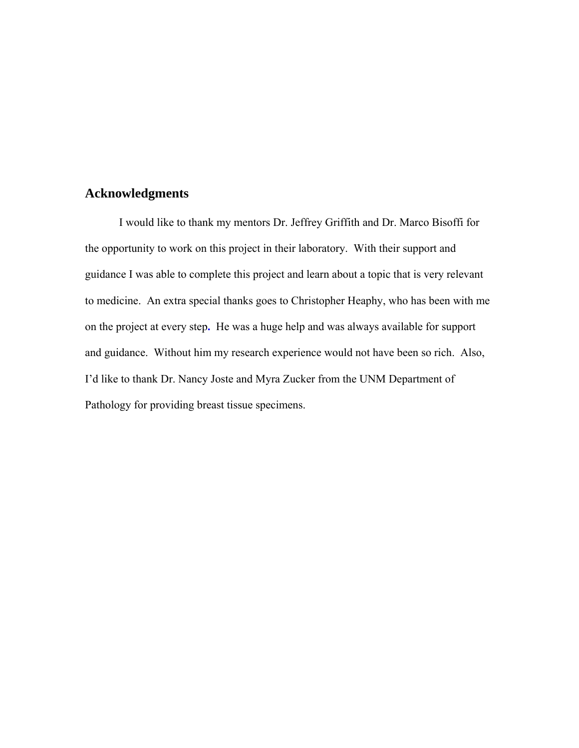## Acknowledgments

I would like to thank my mentors Dr. Jeffrey Griffith and Dr. Marco Bisoffi for the opportunity to work on this project in their laboratory. With their support and guidance I was able to complete this project and learn about a topic that is very relevant to medicine. An extra special thanks goes to Christopher Heaphy, who has been with me on the project at every step. He was a huge help and was always available for support and guidance. Without him my research experience would not have been so rich. Also, I'd like to thank Dr. Nancy Joste and Myra Zucker from the UNM Department of Pathology for providing breast tissue specimens.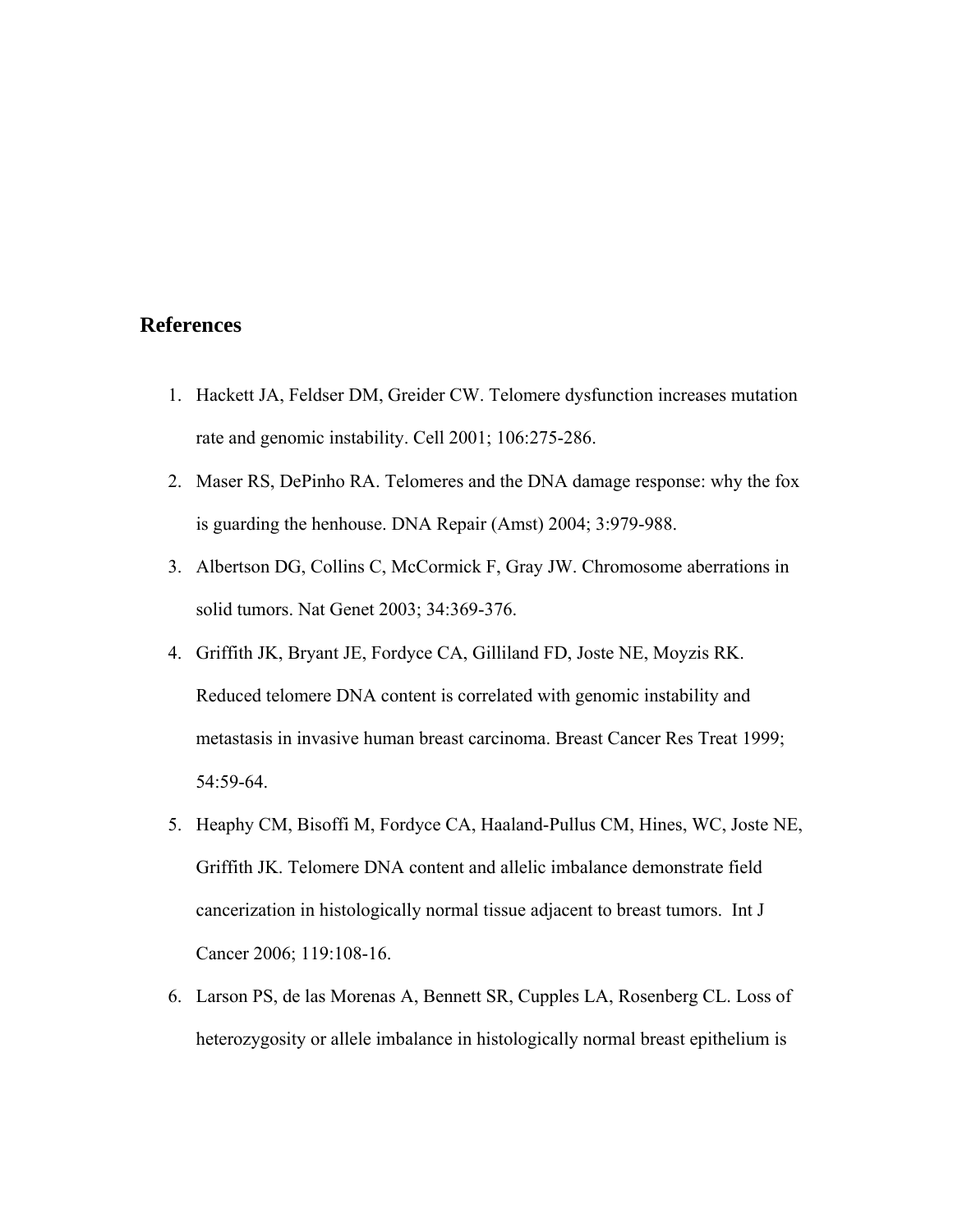## References

1. Hackett JA, Feldser DM, Greider CW. Telomere dysfunction increases mutation rate and genomic instability. Cell 2001; 106:275-286.
2. Maser RS, DePinho RA. Telomeres and the DNA damage response: why the fox is guarding the henhouse. DNA Repair (Amst) 2004; 3:979-988.
3. Albertson DG, Collins C, McCormick F, Gray JW. Chromosome aberrations in solid tumors. Nat Genet 2003; 34:369-376.
4. Griffith JK, Bryant JE, Fordyce CA, Gilliland FD, Joste NE, Moyzis RK. Reduced telomere DNA content is correlated with genomic instability and metastasis in invasive human breast carcinoma. Breast Cancer Res Treat 1999; 54:59-64.
5. Heaphy CM, Bisoffi M, Fordyce CA, Haaland-Pullus CM, Hines, WC, Joste NE, Griffith JK. Telomere DNA content and allelic imbalance demonstrate field cancerization in histologically normal tissue adjacent to breast tumors. Int J Cancer 2006; 119:108-16.
6. Larson PS, de las Morenas A, Bennett SR, Cupples LA, Rosenberg CL. Loss of heterozygosity or allele imbalance in histologically normal breast epithelium is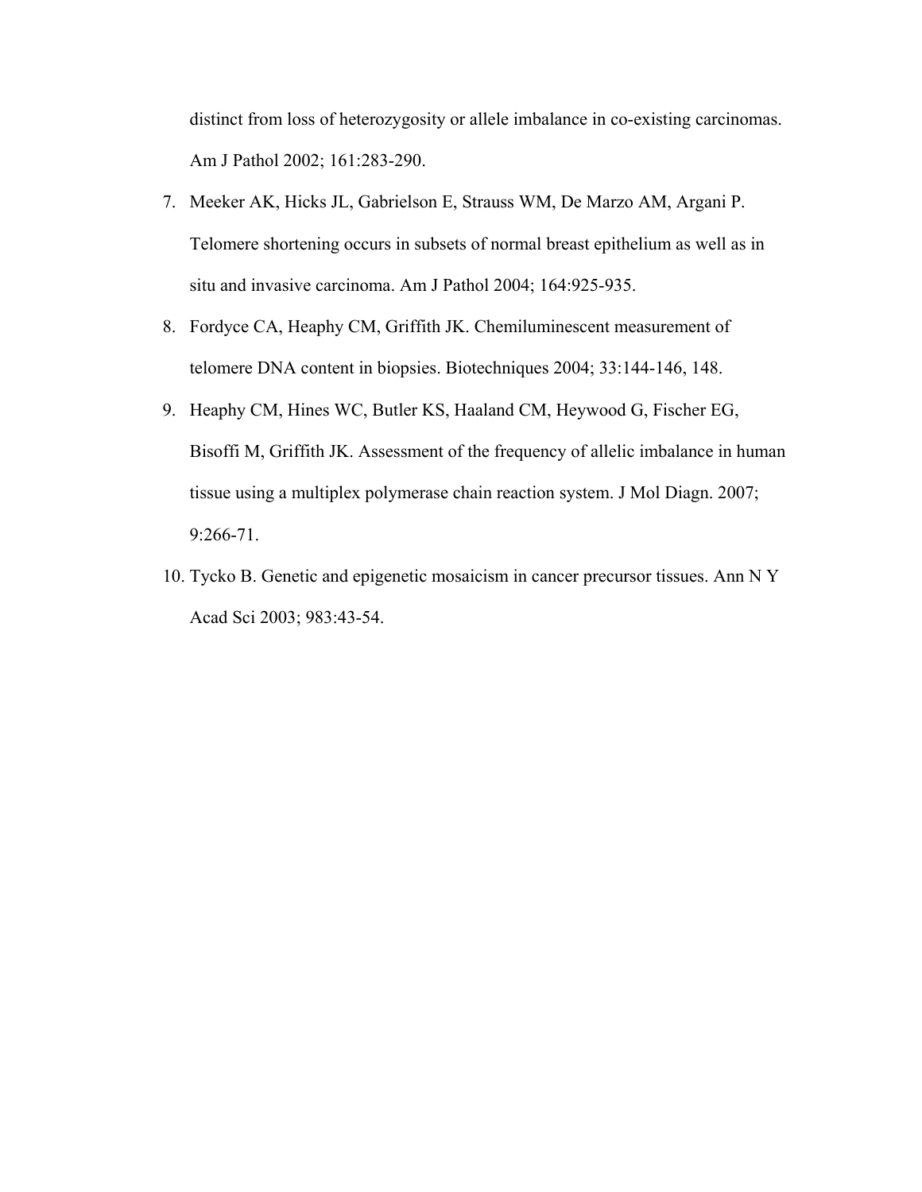distinct from loss of heterozygosity or allele imbalance in co-existing carcinomas. Am J Pathol 2002; 161:283-290.

7. Meeker AK, Hicks JL, Gabrielson E, Strauss WM, De Marzo AM, Argani P. Telomere shortening occurs in subsets of normal breast epithelium as well as in situ and invasive carcinoma. Am J Pathol 2004; 164:925-935.
8. Fordyce CA, Heaphy CM, Griffith JK. Chemiluminescent measurement of telomere DNA content in biopsies. Biotechniques 2004; 33:144-146, 148.
9. Heaphy CM, Hines WC, Butler KS, Haaland CM, Heywood G, Fischer EG, Bisoffi M, Griffith JK. Assessment of the frequency of allelic imbalance in human tissue using a multiplex polymerase chain reaction system. J Mol Diagn. 2007; 9:266-71.
10. Tycko B. Genetic and epigenetic mosaicism in cancer precursor tissues. Ann N Y Acad Sci 2003; 983:43-54.